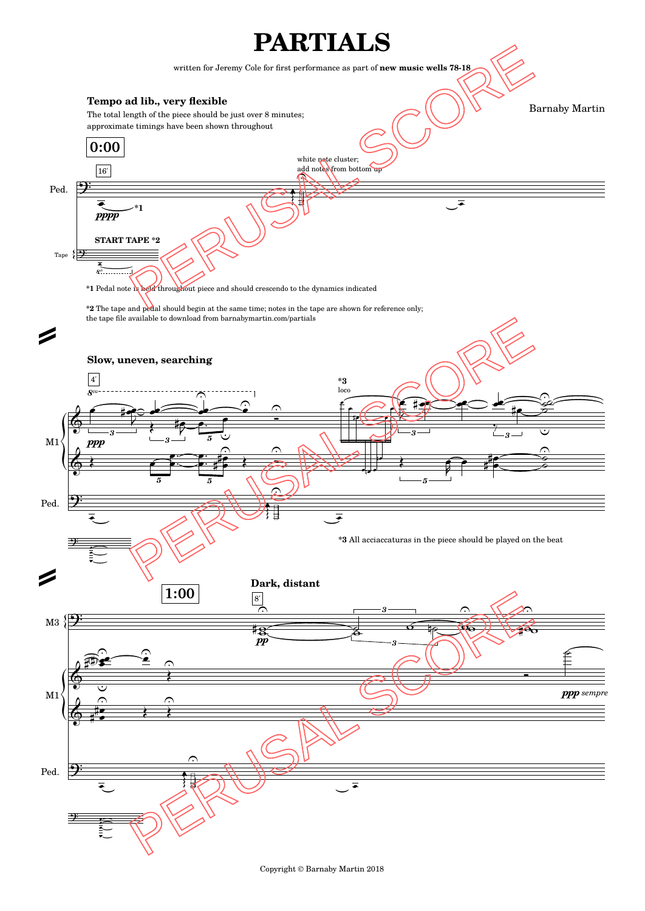# PARTIALS

written for Jeremy Cole for first performance as part of **new music wells 78-18**

Barnaby Martin

**Tempo ad lib., very flexible**

The total length of the piece should be just over 8 minutes; approximate timings have been shown throughout

**0:00**

16'

Ped.

white note cluster; add notes from bottom up

*pppp* *1

**START TAPE** *2

Tape

*1 Pedal note is held throughout piece and should crescendo to the dynamics indicated

*2 The tape and pedal should begin at the same time; notes in the tape are shown for reference only; the tape file available to download from barnabymartin.com/partials

**Slow, uneven, searching**

4'

*ppp*

*3 loco

M1

Ped.

*3 All acciaccaturas in the piece should be played on the beat

**1:00**

**Dark, distant**

8'

M3

*pp*

M1

*ppp sempre*

Ped.

Copyright © Barnaby Martin 2018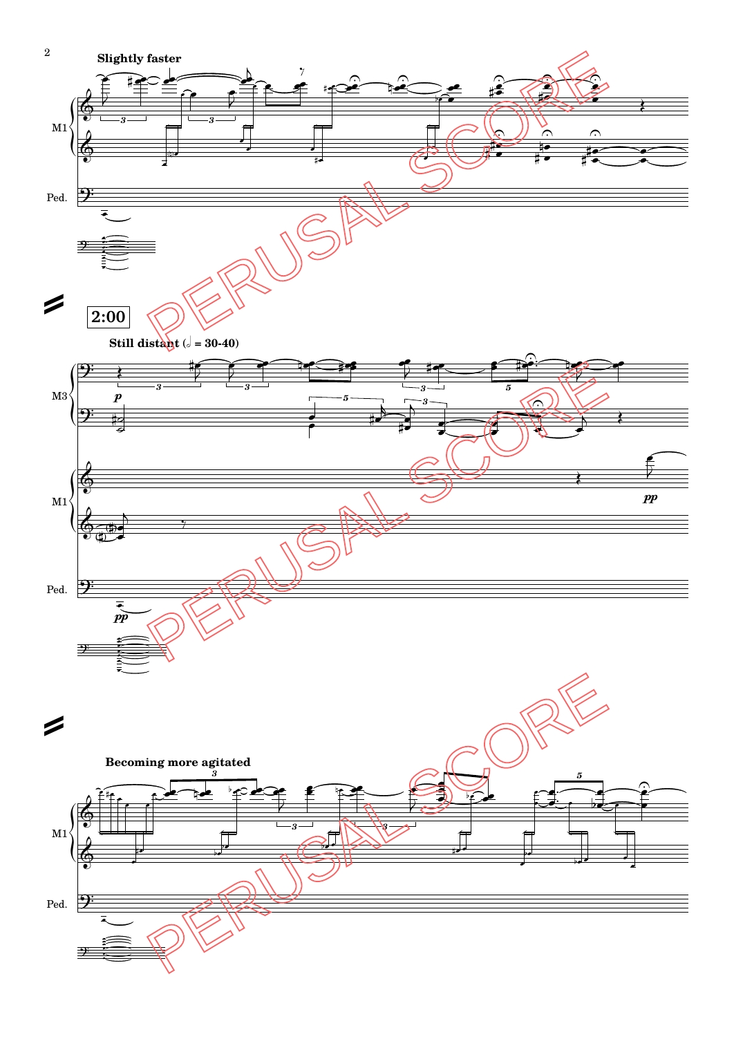Slightly faster

M1

Ped.

2:00

Still distant (𝅗𝅥 = 30-40)

M3

M1

Ped.

Becoming more agitated

M1

Ped.

PERUSAL SCORE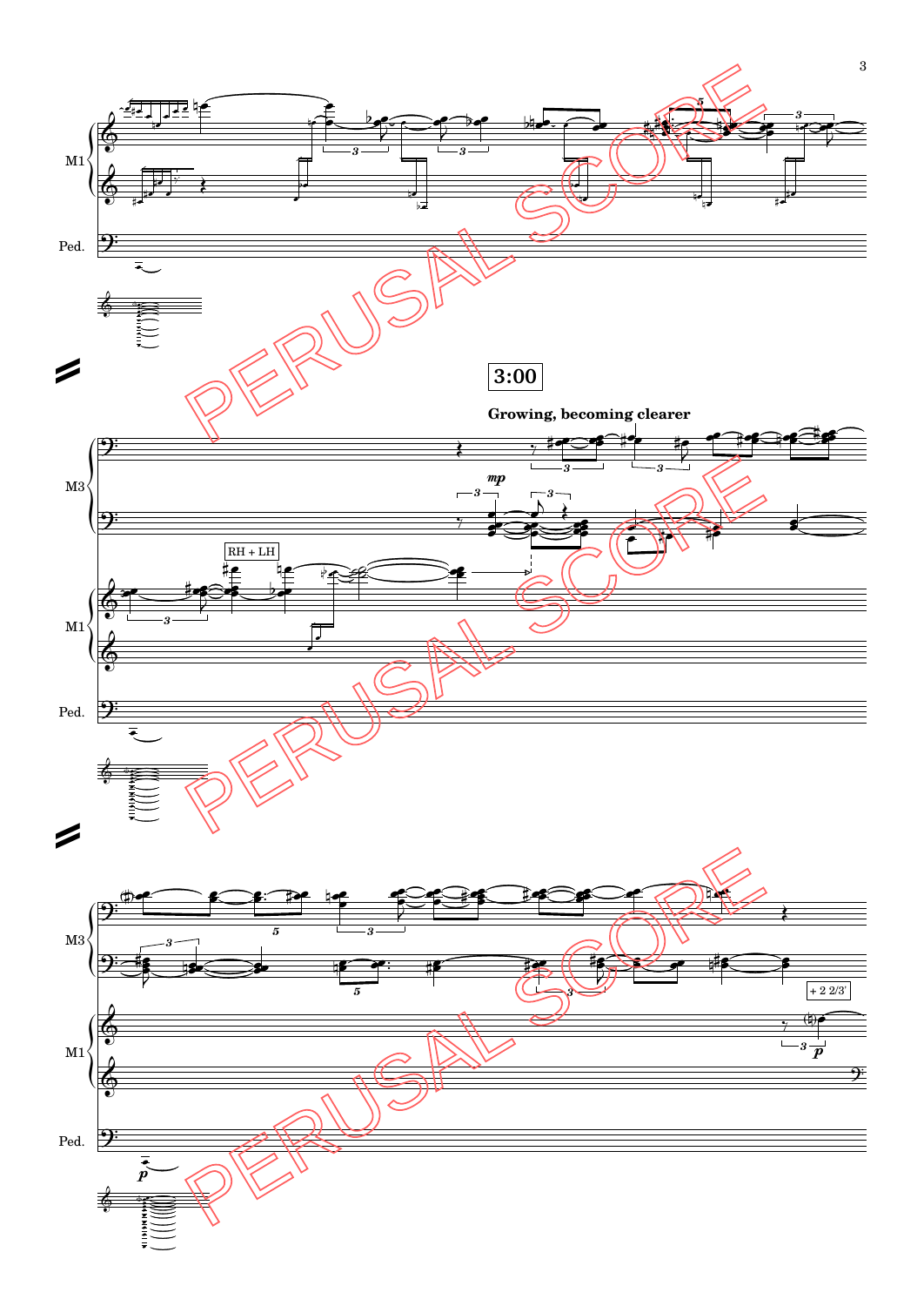M1

Ped.

3:00

**Growing, becoming clearer**

*mp*

M3

RH + LH

M1

Ped.

M3

+ 2 2/3'

*p*

M1

Ped.

*p*

PERUSAL SCORE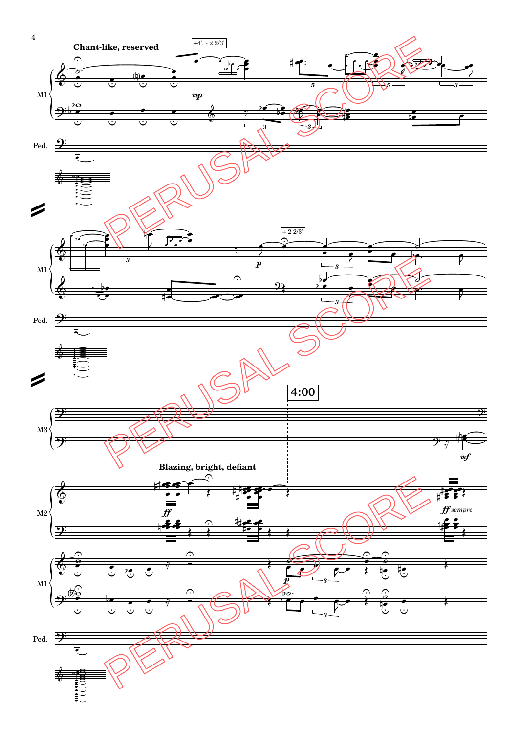Chant-like, reserved

+4', - 2 2/3'

M1

*mp*

Ped.

+ 2 2/3'

*p*

M1

Ped.

4:00

M3

*mf*

Blazing, bright, defiant

M2

*ff*

*ff sempre*

M1

*p*

Ped.

PERUSAL SCORE

PERUSAL SCORE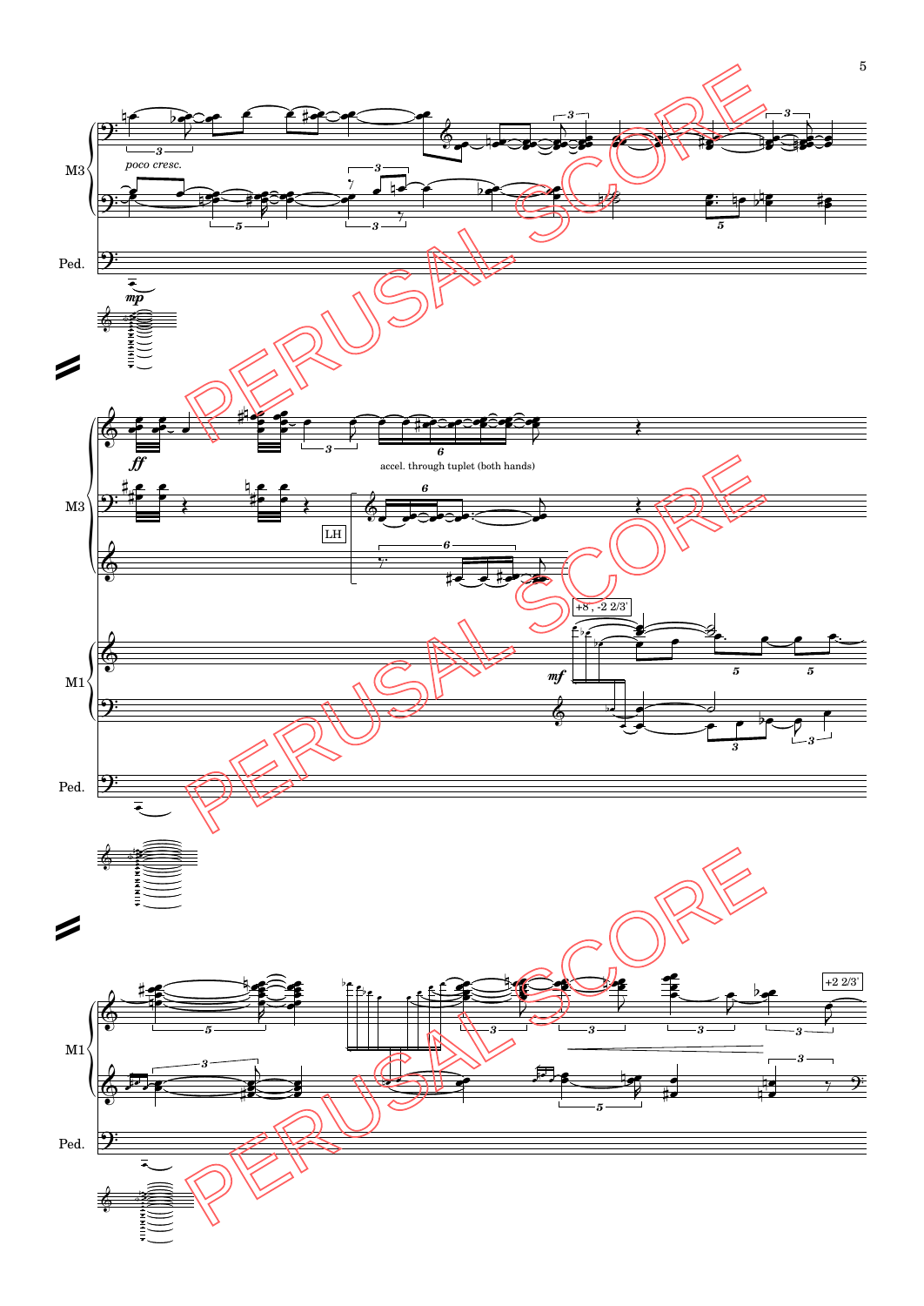M3

*poco cresc.*

Ped.

*mp*

M3

*ff*

accel. through tuplet (both hands)

LH

M1

+8', -2 2/3'

*mf*

Ped.

M1

+2 2/3'

Ped.

PERUSAL SCORE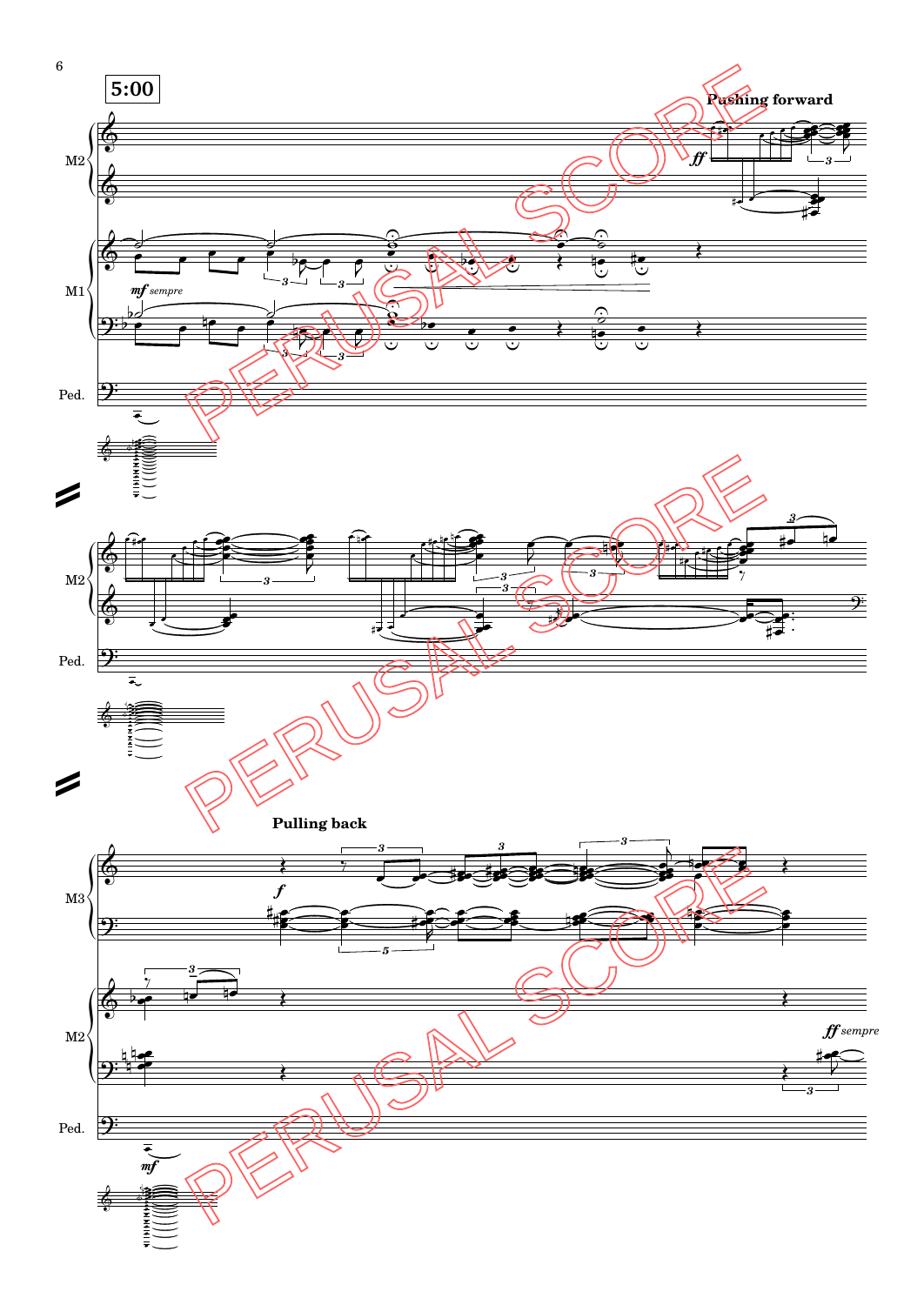**5:00**

**Pushing forward**

M2

*ff*

M1

*mf sempre*

Ped.

M2

Ped.

**Pulling back**

M3

*f*

M2

*ff sempre*

Ped.

*mf*

PERUSAL SCORE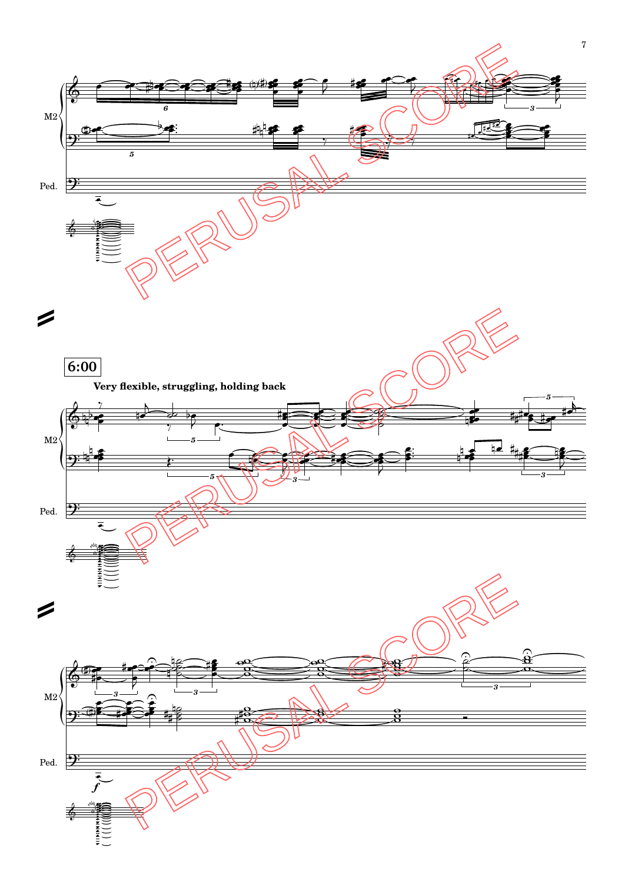M2

Ped.

**6:00**

**Very flexible, struggling, holding back**

M2

Ped.

M2

Ped.

*f*

PERUSAL SCORE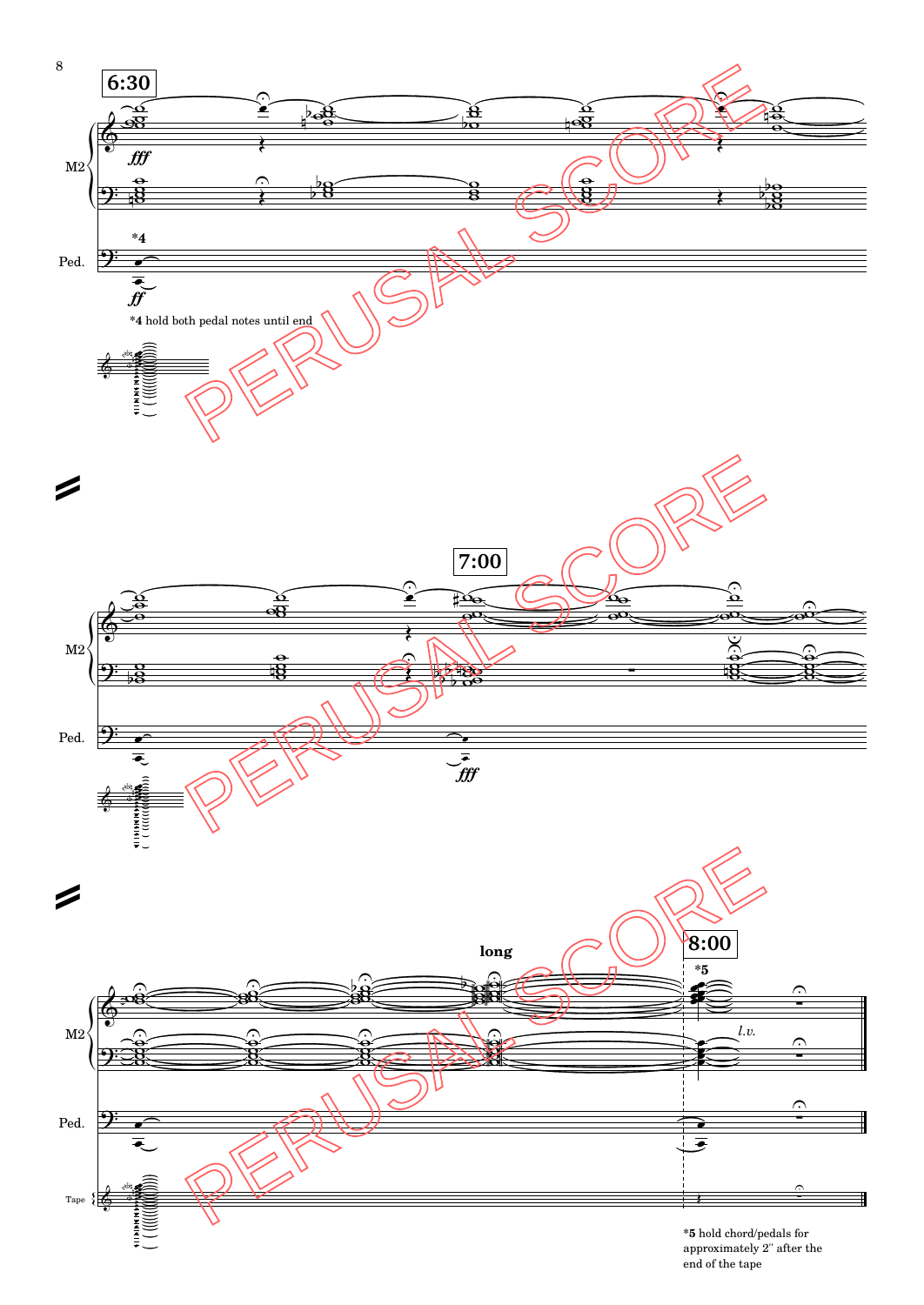**6:30**

M2

*fff*

Ped.

*4

*ff*

*4 hold both pedal notes until end

**7:00**

*fff*

**long**

**8:00**

*5

*l.v.*

Tape

*5 hold chord/pedals for approximately 2'' after the end of the tape